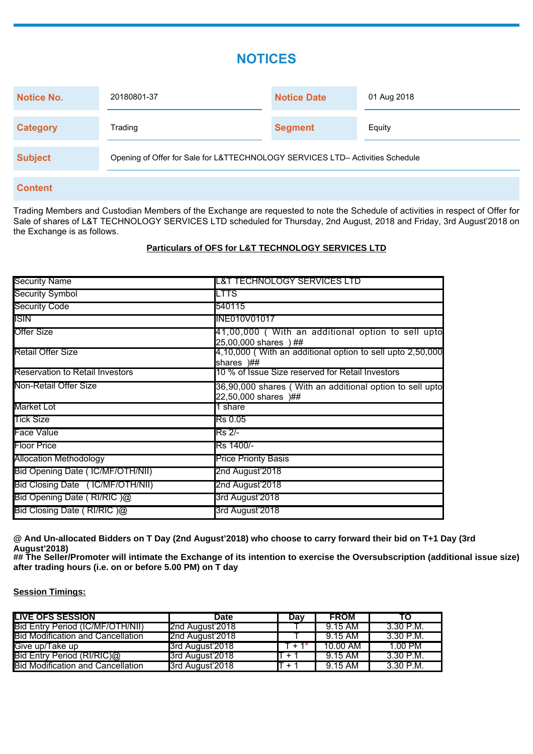# NOTICES

| Notice No. | 20180801-37 | Notice Date | 01 Aug 2018 |
|---|---|---|---|
| Category | Trading | Segment | Equity |
| Subject | Opening of Offer for Sale for L&TTECHNOLOGY SERVICES LTD– Activities Schedule | | |

**Content**

Trading Members and Custodian Members of the Exchange are requested to note the Schedule of activities in respect of Offer for Sale of shares of L&T TECHNOLOGY SERVICES LTD scheduled for Thursday, 2nd August, 2018 and Friday, 3rd August'2018 on the Exchange is as follows.

**Particulars of OFS for L&T TECHNOLOGY SERVICES LTD**

| | |
|---|---|
| Security Name | L&T TECHNOLOGY SERVICES LTD |
| Security Symbol | LTTS |
| Security Code | 540115 |
| ISIN | INE010V01017 |
| Offer Size | 41,00,000 ( With an additional option to sell upto 25,00,000 shares ) ## |
| Retail Offer Size | 4,10,000 ( With an additional option to sell upto 2,50,000 shares )## |
| Reservation to Retail Investors | 10 % of Issue Size reserved for Retail Investors |
| Non-Retail Offer Size | 36,90,000 shares ( With an additional option to sell upto 22,50,000 shares )## |
| Market Lot | 1 share |
| Tick Size | Rs 0.05 |
| Face Value | Rs 2/- |
| Floor Price | Rs 1400/- |
| Allocation Methodology | Price Priority Basis |
| Bid Opening Date ( IC/MF/OTH/NII) | 2nd August'2018 |
| Bid Closing Date ( IC/MF/OTH/NII) | 2nd August'2018 |
| Bid Opening Date ( RI/RIC )@ | 3rd August'2018 |
| Bid Closing Date ( RI/RIC )@ | 3rd August'2018 |

**@ And Un-allocated Bidders on T Day (2nd August'2018) who choose to carry forward their bid on T+1 Day (3rd August'2018)**
**## The Seller/Promoter will intimate the Exchange of its intention to exercise the Oversubscription (additional issue size) after trading hours (i.e. on or before 5.00 PM) on T day**

**Session Timings:**

| LIVE OFS SESSION | Date | Day | FROM | TO |
|---|---|---|---|---|
| Bid Entry Period (IC/MF/OTH/NII) | 2nd August'2018 | T | 9.15 AM | 3.30 P.M. |
| Bid Modification and Cancellation | 2nd August'2018 | T | 9.15 AM | 3.30 P.M. |
| Give up/Take up | 3rd August'2018 | T + 1* | 10.00 AM | 1.00 PM |
| Bid Entry Period (RI/RIC)@ | 3rd August'2018 | T + 1 | 9.15 AM | 3.30 P.M. |
| Bid Modification and Cancellation | 3rd August'2018 | T + 1 | 9.15 AM | 3.30 P.M. |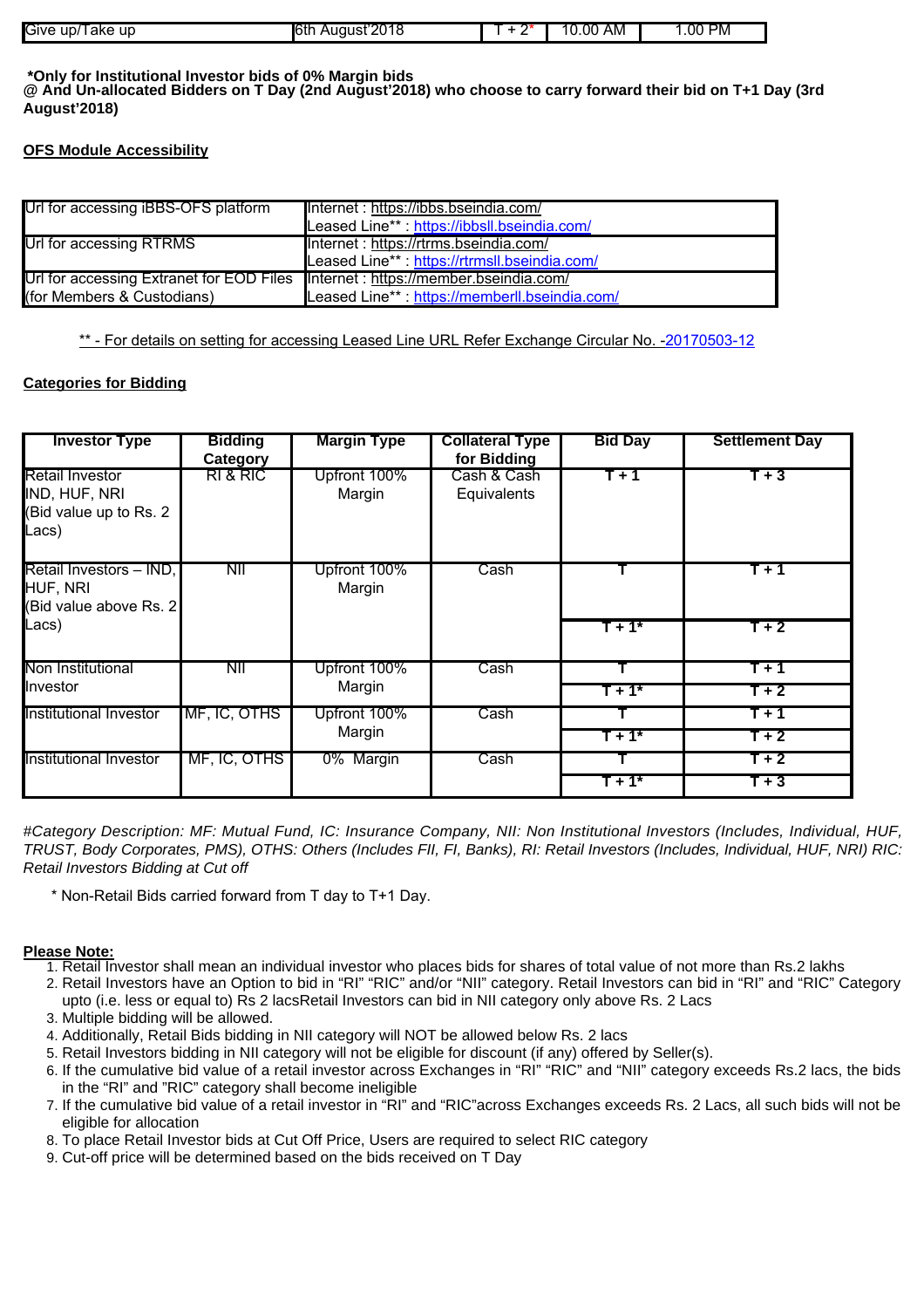| Give up/Take up | 6th August'2018 | T + 2* | 10.00 AM | 1.00 PM |
|---|---|---|---|---|

**\*Only for Institutional Investor bids of 0% Margin bids**
**@ And Un-allocated Bidders on T Day (2nd August'2018) who choose to carry forward their bid on T+1 Day (3rd August'2018)**

## OFS Module Accessibility

| | |
|---|---|
| Url for accessing iBBS-OFS platform | Internet : https://ibbs.bseindia.com/<br>Leased Line** : https://ibbsll.bseindia.com/ |
| Url for accessing RTRMS | Internet : https://rtrms.bseindia.com/<br>Leased Line** : https://rtrmsll.bseindia.com/ |
| Url for accessing Extranet for EOD Files (for Members & Custodians) | Internet : https://member.bseindia.com/<br>Leased Line** : https://memberll.bseindia.com/ |

** - For details on setting for accessing Leased Line URL Refer Exchange Circular No. -20170503-12

## Categories for Bidding

| Investor Type | Bidding Category | Margin Type | Collateral Type for Bidding | Bid Day | Settlement Day |
|---|---|---|---|---|---|
| Retail Investor IND, HUF, NRI (Bid value up to Rs. 2 Lacs) | RI & RIC | Upfront 100% Margin | Cash & Cash Equivalents | T + 1 | T + 3 |
| Retail Investors – IND, HUF, NRI (Bid value above Rs. 2 Lacs) | NII | Upfront 100% Margin | Cash | T | T + 1 |
| | | | | T + 1* | T + 2 |
| Non Institutional Investor | NII | Upfront 100% Margin | Cash | T | T + 1 |
| | | | | T + 1* | T + 2 |
| Institutional Investor | MF, IC, OTHS | Upfront 100% Margin | Cash | T | T + 1 |
| | | | | T + 1* | T + 2 |
| Institutional Investor | MF, IC, OTHS | 0% Margin | Cash | T | T + 2 |
| | | | | T + 1* | T + 3 |

*#Category Description: MF: Mutual Fund, IC: Insurance Company, NII: Non Institutional Investors (Includes, Individual, HUF, TRUST, Body Corporates, PMS), OTHS: Others (Includes FII, FI, Banks), RI: Retail Investors (Includes, Individual, HUF, NRI) RIC: Retail Investors Bidding at Cut off*

\* Non-Retail Bids carried forward from T day to T+1 Day.

**Please Note:**

1. Retail Investor shall mean an individual investor who places bids for shares of total value of not more than Rs.2 lakhs
2. Retail Investors have an Option to bid in "RI" "RIC" and/or "NII" category. Retail Investors can bid in "RI" and "RIC" Category upto (i.e. less or equal to) Rs 2 lacsRetail Investors can bid in NII category only above Rs. 2 Lacs
3. Multiple bidding will be allowed.
4. Additionally, Retail Bids bidding in NII category will NOT be allowed below Rs. 2 lacs
5. Retail Investors bidding in NII category will not be eligible for discount (if any) offered by Seller(s).
6. If the cumulative bid value of a retail investor across Exchanges in "RI" "RIC" and "NII" category exceeds Rs.2 lacs, the bids in the "RI" and "RIC" category shall become ineligible
7. If the cumulative bid value of a retail investor in "RI" and "RIC"across Exchanges exceeds Rs. 2 Lacs, all such bids will not be eligible for allocation
8. To place Retail Investor bids at Cut Off Price, Users are required to select RIC category
9. Cut-off price will be determined based on the bids received on T Day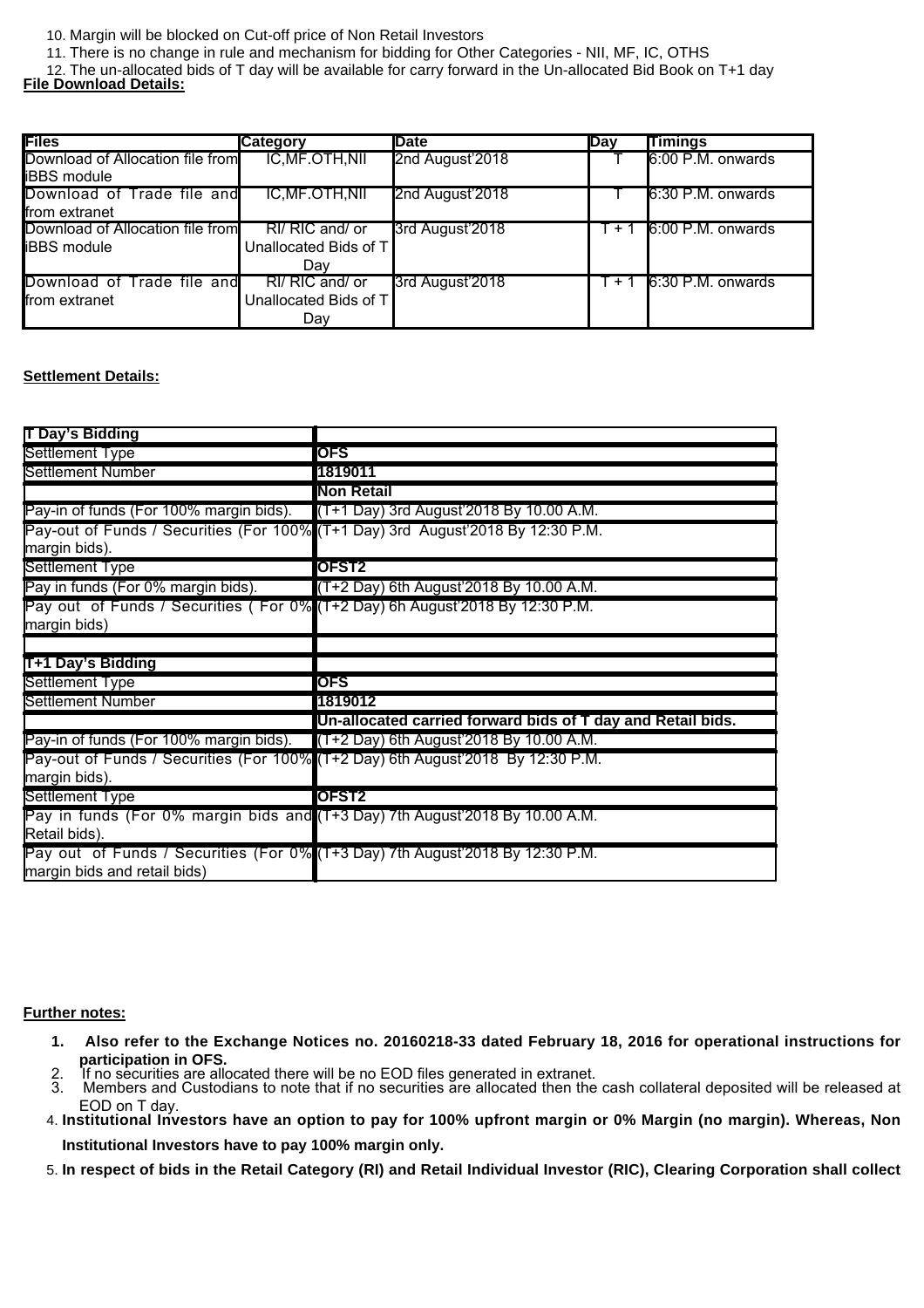10. Margin will be blocked on Cut-off price of Non Retail Investors
11. There is no change in rule and mechanism for bidding for Other Categories - NII, MF, IC, OTHS
12. The un-allocated bids of T day will be available for carry forward in the Un-allocated Bid Book on T+1 day

**File Download Details:**

| Files | Category | Date | Day | Timings |
|---|---|---|---|---|
| Download of Allocation file from iBBS module | IC,MF.OTH,NII | 2nd August'2018 | T | 6:00 P.M. onwards |
| Download of Trade file and from extranet | IC,MF.OTH,NII | 2nd August'2018 | T | 6:30 P.M. onwards |
| Download of Allocation file from iBBS module | RI/ RIC and/ or Unallocated Bids of T Day | 3rd August'2018 | T + 1 | 6:00 P.M. onwards |
| Download of Trade file and from extranet | RI/ RIC and/ or Unallocated Bids of T Day | 3rd August'2018 | T + 1 | 6:30 P.M. onwards |

**Settlement Details:**

| **T Day's Bidding** | |
|---|---|
| Settlement Type | **OFS** |
| Settlement Number | **1819011** |
| | **Non Retail** |
| Pay-in of funds (For 100% margin bids). | (T+1 Day) 3rd August'2018 By 10.00 A.M. |
| Pay-out of Funds / Securities (For 100% margin bids). | (T+1 Day) 3rd August'2018 By 12:30 P.M. |
| Settlement Type | **OFST2** |
| Pay in funds (For 0% margin bids). | (T+2 Day) 6th August'2018 By 10.00 A.M. |
| Pay out of Funds / Securities ( For 0% margin bids) | (T+2 Day) 6h August'2018 By 12:30 P.M. |
| | |
| **T+1 Day's Bidding** | |
| Settlement Type | **OFS** |
| Settlement Number | **1819012** |
| | **Un-allocated carried forward bids of T day and Retail bids.** |
| Pay-in of funds (For 100% margin bids). | (T+2 Day) 6th August'2018 By 10.00 A.M. |
| Pay-out of Funds / Securities (For 100% margin bids). | (T+2 Day) 6th August'2018 By 12:30 P.M. |
| Settlement Type | **OFST2** |
| Pay in funds (For 0% margin bids and Retail bids). | (T+3 Day) 7th August'2018 By 10.00 A.M. |
| Pay out of Funds / Securities (For 0% margin bids and retail bids) | (T+3 Day) 7th August'2018 By 12:30 P.M. |

**Further notes:**

1. **Also refer to the Exchange Notices no. 20160218-33 dated February 18, 2016 for operational instructions for participation in OFS.**
2. If no securities are allocated there will be no EOD files generated in extranet.
3. Members and Custodians to note that if no securities are allocated then the cash collateral deposited will be released at EOD on T day.
4. **Institutional Investors have an option to pay for 100% upfront margin or 0% Margin (no margin). Whereas, Non Institutional Investors have to pay 100% margin only.**
5. **In respect of bids in the Retail Category (RI) and Retail Individual Investor (RIC), Clearing Corporation shall collect**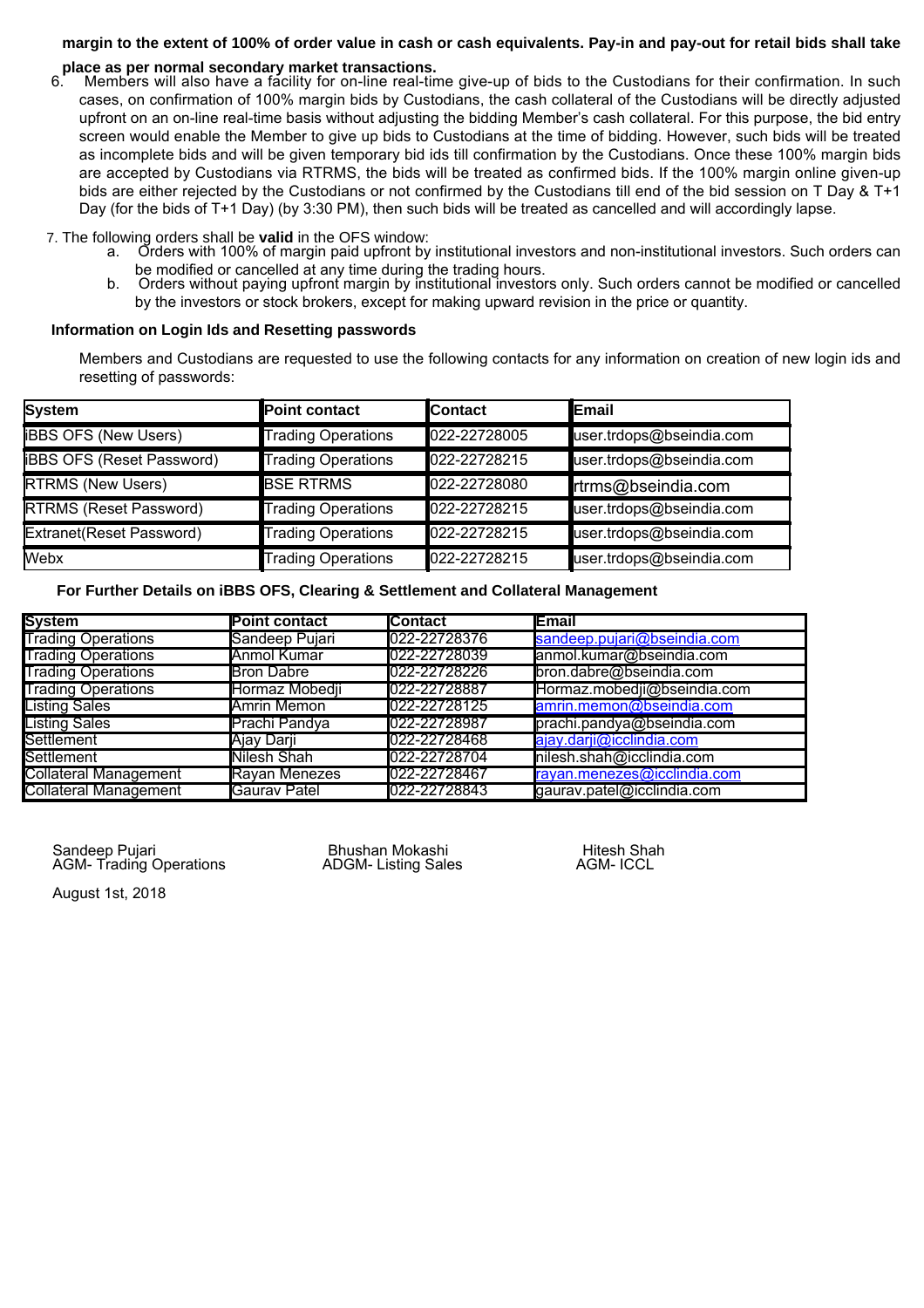**margin to the extent of 100% of order value in cash or cash equivalents. Pay-in and pay-out for retail bids shall take place as per normal secondary market transactions.**

6. Members will also have a facility for on-line real-time give-up of bids to the Custodians for their confirmation. In such cases, on confirmation of 100% margin bids by Custodians, the cash collateral of the Custodians will be directly adjusted upfront on an on-line real-time basis without adjusting the bidding Member's cash collateral. For this purpose, the bid entry screen would enable the Member to give up bids to Custodians at the time of bidding. However, such bids will be treated as incomplete bids and will be given temporary bid ids till confirmation by the Custodians. Once these 100% margin bids are accepted by Custodians via RTRMS, the bids will be treated as confirmed bids. If the 100% margin online given-up bids are either rejected by the Custodians or not confirmed by the Custodians till end of the bid session on T Day & T+1 Day (for the bids of T+1 Day) (by 3:30 PM), then such bids will be treated as cancelled and will accordingly lapse.

7. The following orders shall be **valid** in the OFS window:
   a. Orders with 100% of margin paid upfront by institutional investors and non-institutional investors. Such orders can be modified or cancelled at any time during the trading hours.
   b. Orders without paying upfront margin by institutional investors only. Such orders cannot be modified or cancelled by the investors or stock brokers, except for making upward revision in the price or quantity.

**Information on Login Ids and Resetting passwords**

Members and Custodians are requested to use the following contacts for any information on creation of new login ids and resetting of passwords:

| System | Point contact | Contact | Email |
|---|---|---|---|
| iBBS OFS (New Users) | Trading Operations | 022-22728005 | user.trdops@bseindia.com |
| iBBS OFS (Reset Password) | Trading Operations | 022-22728215 | user.trdops@bseindia.com |
| RTRMS (New Users) | BSE RTRMS | 022-22728080 | rtrms@bseindia.com |
| RTRMS (Reset Password) | Trading Operations | 022-22728215 | user.trdops@bseindia.com |
| Extranet(Reset Password) | Trading Operations | 022-22728215 | user.trdops@bseindia.com |
| Webx | Trading Operations | 022-22728215 | user.trdops@bseindia.com |

**For Further Details on iBBS OFS, Clearing & Settlement and Collateral Management**

| System | Point contact | Contact | Email |
|---|---|---|---|
| Trading Operations | Sandeep Pujari | 022-22728376 | sandeep.pujari@bseindia.com |
| Trading Operations | Anmol Kumar | 022-22728039 | anmol.kumar@bseindia.com |
| Trading Operations | Bron Dabre | 022-22728226 | bron.dabre@bseindia.com |
| Trading Operations | Hormaz Mobedji | 022-22728887 | Hormaz.mobedji@bseindia.com |
| Listing Sales | Amrin Memon | 022-22728125 | amrin.memon@bseindia.com |
| Listing Sales | Prachi Pandya | 022-22728987 | prachi.pandya@bseindia.com |
| Settlement | Ajay Darji | 022-22728468 | ajay.darji@icclindia.com |
| Settlement | Nilesh Shah | 022-22728704 | nilesh.shah@icclindia.com |
| Collateral Management | Rayan Menezes | 022-22728467 | rayan.menezes@icclindia.com |
| Collateral Management | Gaurav Patel | 022-22728843 | gaurav.patel@icclindia.com |

Sandeep Pujari
AGM- Trading Operations

Bhushan Mokashi
ADGM- Listing Sales

Hitesh Shah
AGM- ICCL

August 1st, 2018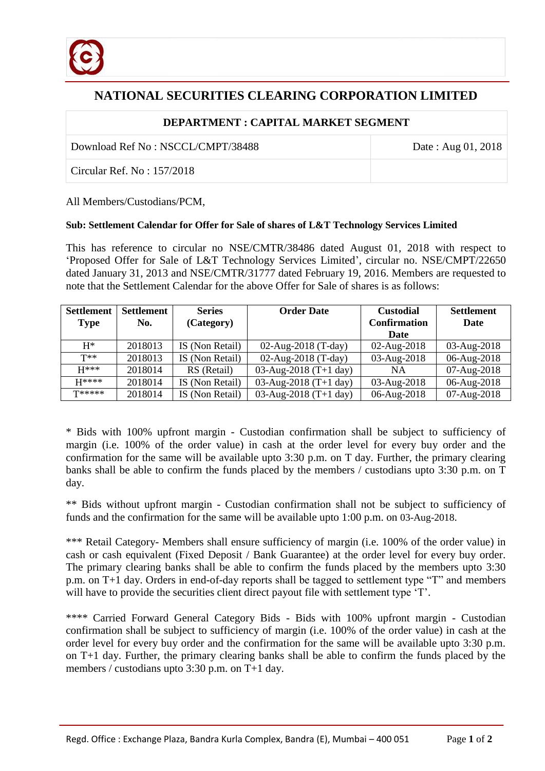# NATIONAL SECURITIES CLEARING CORPORATION LIMITED

| DEPARTMENT : CAPITAL MARKET SEGMENT | |
|---|---|
| Download Ref No : NSCCL/CMPT/38488 | Date : Aug 01, 2018 |
| Circular Ref. No : 157/2018 | |

All Members/Custodians/PCM,

**Sub: Settlement Calendar for Offer for Sale of shares of L&T Technology Services Limited**

This has reference to circular no NSE/CMTR/38486 dated August 01, 2018 with respect to 'Proposed Offer for Sale of L&T Technology Services Limited', circular no. NSE/CMPT/22650 dated January 31, 2013 and NSE/CMTR/31777 dated February 19, 2016. Members are requested to note that the Settlement Calendar for the above Offer for Sale of shares is as follows:

| Settlement Type | Settlement No. | Series (Category) | Order Date | Custodial Confirmation Date | Settlement Date |
|---|---|---|---|---|---|
| H* | 2018013 | IS (Non Retail) | 02-Aug-2018 (T-day) | 02-Aug-2018 | 03-Aug-2018 |
| T** | 2018013 | IS (Non Retail) | 02-Aug-2018 (T-day) | 03-Aug-2018 | 06-Aug-2018 |
| H*** | 2018014 | RS (Retail) | 03-Aug-2018 (T+1 day) | NA | 07-Aug-2018 |
| H**** | 2018014 | IS (Non Retail) | 03-Aug-2018 (T+1 day) | 03-Aug-2018 | 06-Aug-2018 |
| T***** | 2018014 | IS (Non Retail) | 03-Aug-2018 (T+1 day) | 06-Aug-2018 | 07-Aug-2018 |

* Bids with 100% upfront margin - Custodian confirmation shall be subject to sufficiency of margin (i.e. 100% of the order value) in cash at the order level for every buy order and the confirmation for the same will be available upto 3:30 p.m. on T day. Further, the primary clearing banks shall be able to confirm the funds placed by the members / custodians upto 3:30 p.m. on T day.

** Bids without upfront margin - Custodian confirmation shall not be subject to sufficiency of funds and the confirmation for the same will be available upto 1:00 p.m. on 03-Aug-2018.

*** Retail Category- Members shall ensure sufficiency of margin (i.e. 100% of the order value) in cash or cash equivalent (Fixed Deposit / Bank Guarantee) at the order level for every buy order. The primary clearing banks shall be able to confirm the funds placed by the members upto 3:30 p.m. on T+1 day. Orders in end-of-day reports shall be tagged to settlement type "T" and members will have to provide the securities client direct payout file with settlement type 'T'.

**** Carried Forward General Category Bids - Bids with 100% upfront margin - Custodian confirmation shall be subject to sufficiency of margin (i.e. 100% of the order value) in cash at the order level for every buy order and the confirmation for the same will be available upto 3:30 p.m. on T+1 day. Further, the primary clearing banks shall be able to confirm the funds placed by the members / custodians upto 3:30 p.m. on T+1 day.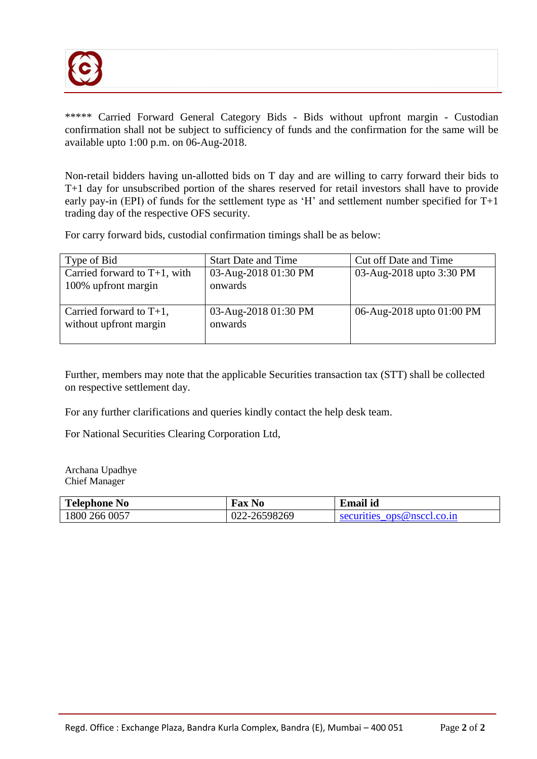***** Carried Forward General Category Bids - Bids without upfront margin - Custodian confirmation shall not be subject to sufficiency of funds and the confirmation for the same will be available upto 1:00 p.m. on 06-Aug-2018.

Non-retail bidders having un-allotted bids on T day and are willing to carry forward their bids to T+1 day for unsubscribed portion of the shares reserved for retail investors shall have to provide early pay-in (EPI) of funds for the settlement type as 'H' and settlement number specified for T+1 trading day of the respective OFS security.

For carry forward bids, custodial confirmation timings shall be as below:

| Type of Bid | Start Date and Time | Cut off Date and Time |
|---|---|---|
| Carried forward to T+1, with 100% upfront margin | 03-Aug-2018 01:30 PM onwards | 03-Aug-2018 upto 3:30 PM |
| Carried forward to T+1, without upfront margin | 03-Aug-2018 01:30 PM onwards | 06-Aug-2018 upto 01:00 PM |

Further, members may note that the applicable Securities transaction tax (STT) shall be collected on respective settlement day.

For any further clarifications and queries kindly contact the help desk team.

For National Securities Clearing Corporation Ltd,

Archana Upadhye
Chief Manager

| Telephone No | Fax No | Email id |
|---|---|---|
| 1800 266 0057 | 022-26598269 | securities_ops@nsccl.co.in |

Regd. Office : Exchange Plaza, Bandra Kurla Complex, Bandra (E), Mumbai – 400 051